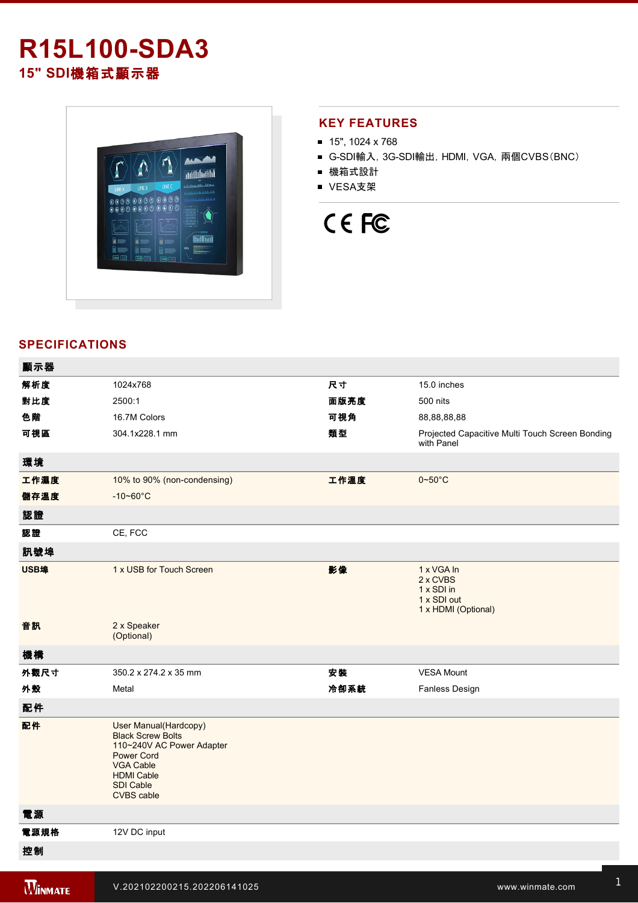# R15L100-SDA3

## 15" SDI機箱式顯示器

## KEY FEATURES

- 15", 1024 x 768
- G-SDI輸入, 3G-SDI輸出, HDMI, VGA, 兩個CVBS(BNC)
- 機箱式設計
- VESA支架

## SPECIFICATIONS

| 顯示器 | | | |
|---|---|---|---|
| 解析度 | 1024x768 | 尺寸 | 15.0 inches |
| 對比度 | 2500:1 | 面版亮度 | 500 nits |
| 色階 | 16.7M Colors | 可視角 | 88,88,88,88 |
| 可視區 | 304.1x228.1 mm | 類型 | Projected Capacitive Multi Touch Screen Bonding with Panel |
| **環境** | | | |
| 工作濕度 | 10% to 90% (non-condensing) | 工作溫度 | 0~50°C |
| 儲存溫度 | -10~60°C | | |
| **認證** | | | |
| 認證 | CE, FCC | | |
| **訊號埠** | | | |
| USB埠 | 1 x USB for Touch Screen | 影像 | 1 x VGA In<br>2 x CVBS<br>1 x SDI in<br>1 x SDI out<br>1 x HDMI (Optional) |
| 音訊 | 2 x Speaker<br>(Optional) | | |
| **機構** | | | |
| 外觀尺寸 | 350.2 x 274.2 x 35 mm | 安裝 | VESA Mount |
| 外殼 | Metal | 冷卻系統 | Fanless Design |
| **配件** | | | |
| 配件 | User Manual(Hardcopy)<br>Black Screw Bolts<br>110~240V AC Power Adapter<br>Power Cord<br>VGA Cable<br>HDMI Cable<br>SDI Cable<br>CVBS cable | | |
| **電源** | | | |
| 電源規格 | 12V DC input | | |
| **控制** | | | |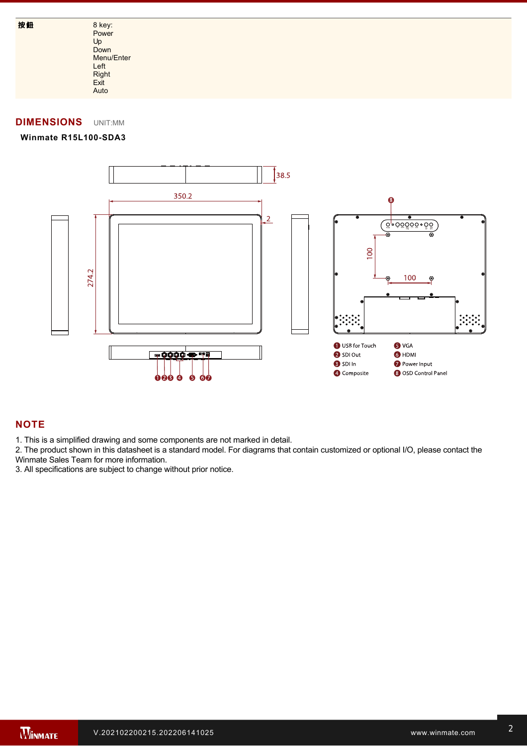| | |
|---|---|
| 按鈕 | 8 key:<br>Power<br>Up<br>Down<br>Menu/Enter<br>Left<br>Right<br>Exit<br>Auto |

## DIMENSIONS UNIT:MM

**Winmate R15L100-SDA3**

38.5

350.2

2

274.2

100

100

❶ USB for Touch
❷ SDI Out
❸ SDI In
❹ Composite
❺ VGA
❻ HDMI
❼ Power Input
❽ OSD Control Panel

## NOTE

1. This is a simplified drawing and some components are not marked in detail.
2. The product shown in this datasheet is a standard model. For diagrams that contain customized or optional I/O, please contact the Winmate Sales Team for more information.
3. All specifications are subject to change without prior notice.